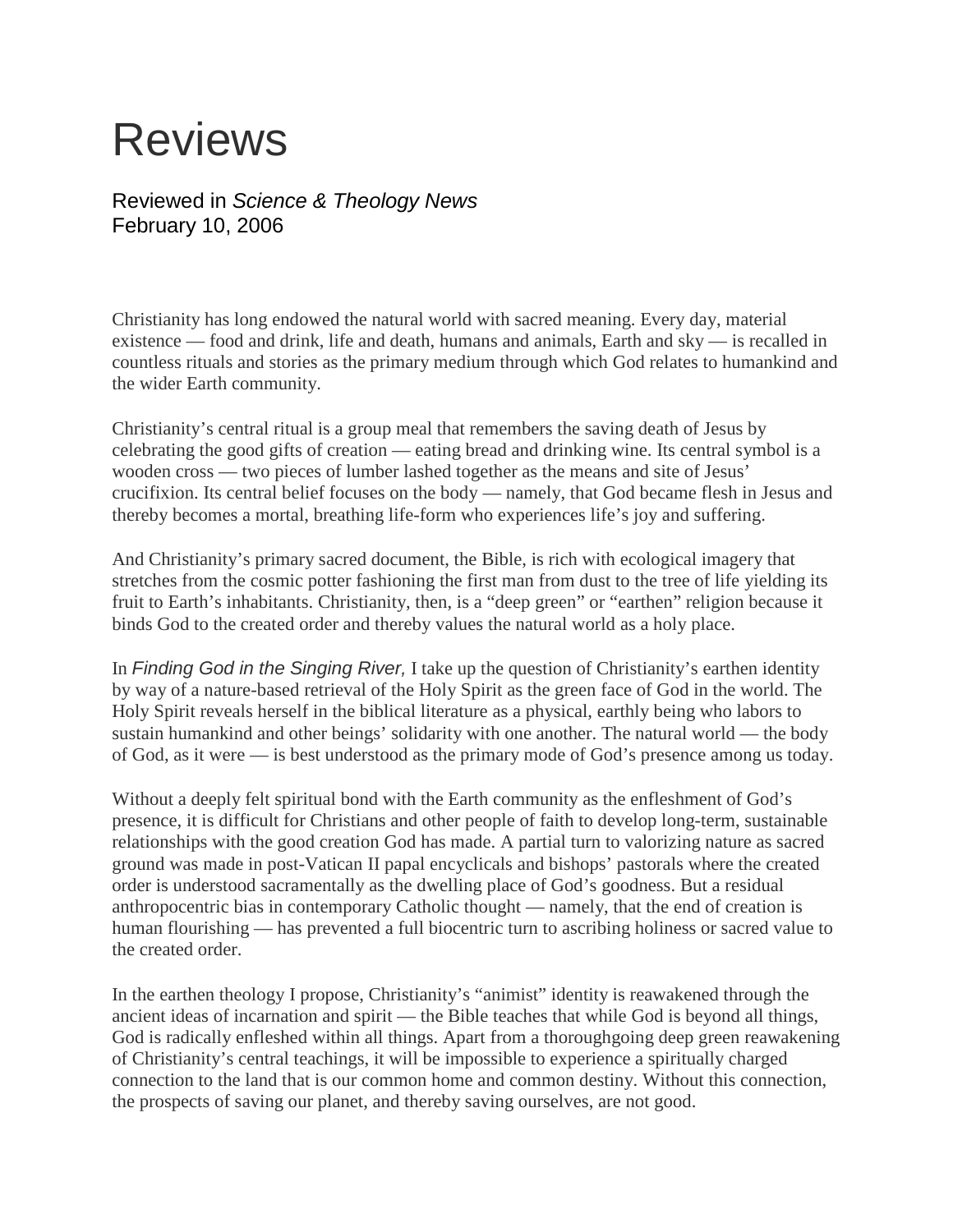# Reviews

Reviewed in *Science & Theology News*
February 10, 2006

Christianity has long endowed the natural world with sacred meaning. Every day, material existence — food and drink, life and death, humans and animals, Earth and sky — is recalled in countless rituals and stories as the primary medium through which God relates to humankind and the wider Earth community.

Christianity's central ritual is a group meal that remembers the saving death of Jesus by celebrating the good gifts of creation — eating bread and drinking wine. Its central symbol is a wooden cross — two pieces of lumber lashed together as the means and site of Jesus' crucifixion. Its central belief focuses on the body — namely, that God became flesh in Jesus and thereby becomes a mortal, breathing life-form who experiences life's joy and suffering.

And Christianity's primary sacred document, the Bible, is rich with ecological imagery that stretches from the cosmic potter fashioning the first man from dust to the tree of life yielding its fruit to Earth's inhabitants. Christianity, then, is a "deep green" or "earthen" religion because it binds God to the created order and thereby values the natural world as a holy place.

In *Finding God in the Singing River,* I take up the question of Christianity's earthen identity by way of a nature-based retrieval of the Holy Spirit as the green face of God in the world. The Holy Spirit reveals herself in the biblical literature as a physical, earthly being who labors to sustain humankind and other beings' solidarity with one another. The natural world — the body of God, as it were — is best understood as the primary mode of God's presence among us today.

Without a deeply felt spiritual bond with the Earth community as the enfleshment of God's presence, it is difficult for Christians and other people of faith to develop long-term, sustainable relationships with the good creation God has made. A partial turn to valorizing nature as sacred ground was made in post-Vatican II papal encyclicals and bishops' pastorals where the created order is understood sacramentally as the dwelling place of God's goodness. But a residual anthropocentric bias in contemporary Catholic thought — namely, that the end of creation is human flourishing — has prevented a full biocentric turn to ascribing holiness or sacred value to the created order.

In the earthen theology I propose, Christianity's "animist" identity is reawakened through the ancient ideas of incarnation and spirit — the Bible teaches that while God is beyond all things, God is radically enfleshed within all things. Apart from a thoroughgoing deep green reawakening of Christianity's central teachings, it will be impossible to experience a spiritually charged connection to the land that is our common home and common destiny. Without this connection, the prospects of saving our planet, and thereby saving ourselves, are not good.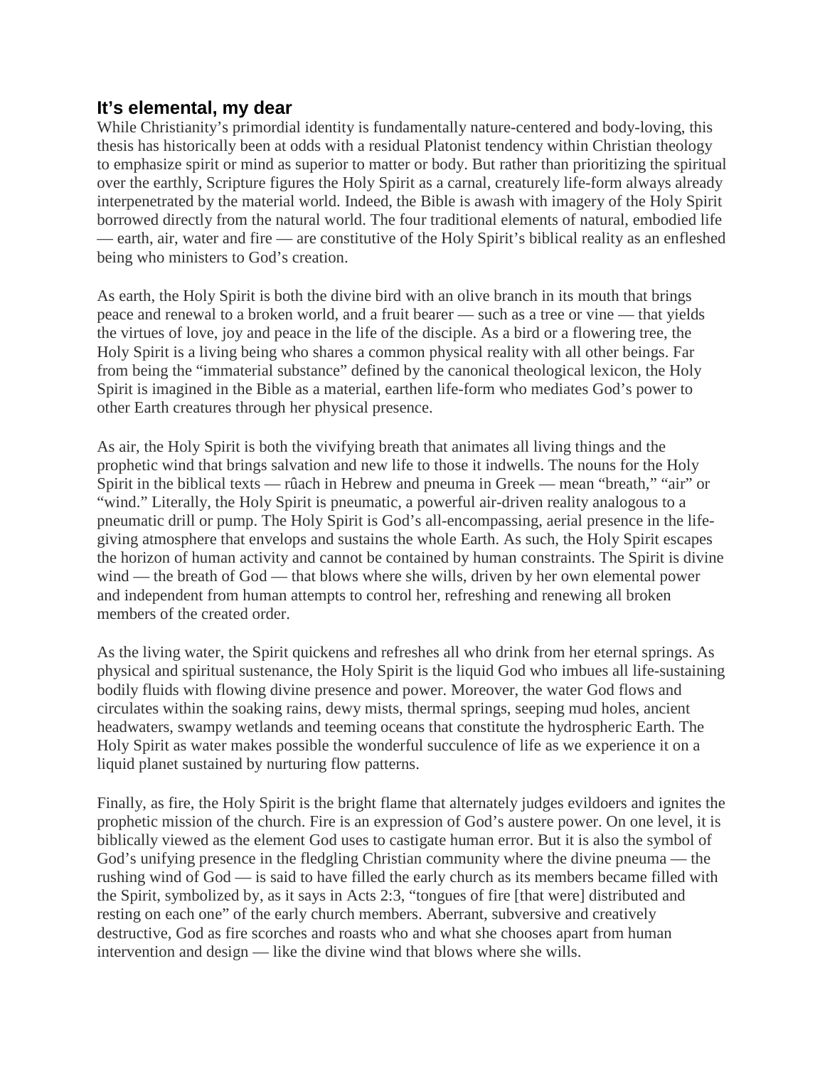## It's elemental, my dear

While Christianity's primordial identity is fundamentally nature-centered and body-loving, this thesis has historically been at odds with a residual Platonist tendency within Christian theology to emphasize spirit or mind as superior to matter or body. But rather than prioritizing the spiritual over the earthly, Scripture figures the Holy Spirit as a carnal, creaturely life-form always already interpenetrated by the material world. Indeed, the Bible is awash with imagery of the Holy Spirit borrowed directly from the natural world. The four traditional elements of natural, embodied life — earth, air, water and fire — are constitutive of the Holy Spirit's biblical reality as an enfleshed being who ministers to God's creation.

As earth, the Holy Spirit is both the divine bird with an olive branch in its mouth that brings peace and renewal to a broken world, and a fruit bearer — such as a tree or vine — that yields the virtues of love, joy and peace in the life of the disciple. As a bird or a flowering tree, the Holy Spirit is a living being who shares a common physical reality with all other beings. Far from being the "immaterial substance" defined by the canonical theological lexicon, the Holy Spirit is imagined in the Bible as a material, earthen life-form who mediates God's power to other Earth creatures through her physical presence.

As air, the Holy Spirit is both the vivifying breath that animates all living things and the prophetic wind that brings salvation and new life to those it indwells. The nouns for the Holy Spirit in the biblical texts — rûach in Hebrew and pneuma in Greek — mean "breath," "air" or "wind." Literally, the Holy Spirit is pneumatic, a powerful air-driven reality analogous to a pneumatic drill or pump. The Holy Spirit is God's all-encompassing, aerial presence in the life-giving atmosphere that envelops and sustains the whole Earth. As such, the Holy Spirit escapes the horizon of human activity and cannot be contained by human constraints. The Spirit is divine wind — the breath of God — that blows where she wills, driven by her own elemental power and independent from human attempts to control her, refreshing and renewing all broken members of the created order.

As the living water, the Spirit quickens and refreshes all who drink from her eternal springs. As physical and spiritual sustenance, the Holy Spirit is the liquid God who imbues all life-sustaining bodily fluids with flowing divine presence and power. Moreover, the water God flows and circulates within the soaking rains, dewy mists, thermal springs, seeping mud holes, ancient headwaters, swampy wetlands and teeming oceans that constitute the hydrospheric Earth. The Holy Spirit as water makes possible the wonderful succulence of life as we experience it on a liquid planet sustained by nurturing flow patterns.

Finally, as fire, the Holy Spirit is the bright flame that alternately judges evildoers and ignites the prophetic mission of the church. Fire is an expression of God's austere power. On one level, it is biblically viewed as the element God uses to castigate human error. But it is also the symbol of God's unifying presence in the fledgling Christian community where the divine pneuma — the rushing wind of God — is said to have filled the early church as its members became filled with the Spirit, symbolized by, as it says in Acts 2:3, "tongues of fire [that were] distributed and resting on each one" of the early church members. Aberrant, subversive and creatively destructive, God as fire scorches and roasts who and what she chooses apart from human intervention and design — like the divine wind that blows where she wills.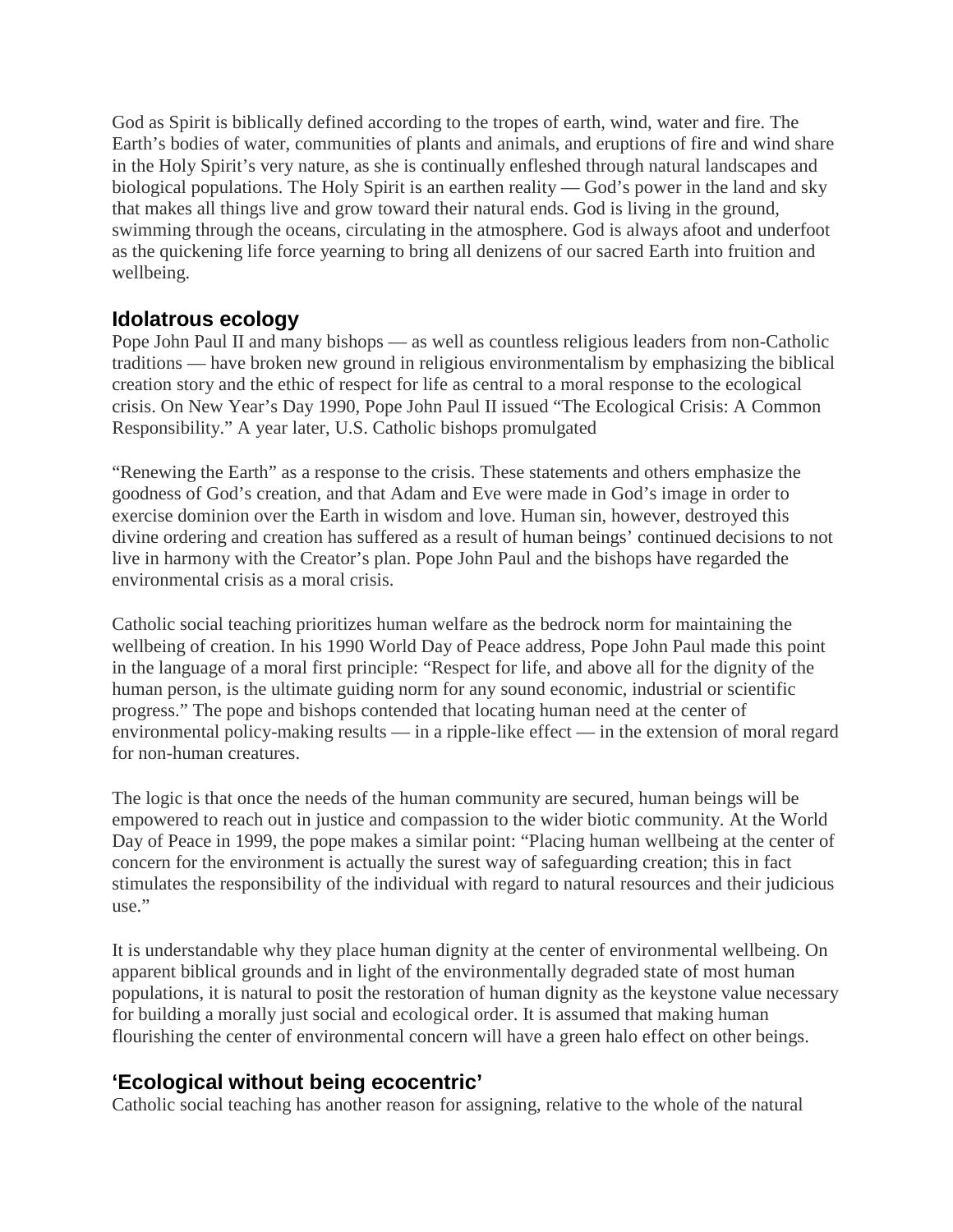God as Spirit is biblically defined according to the tropes of earth, wind, water and fire. The Earth's bodies of water, communities of plants and animals, and eruptions of fire and wind share in the Holy Spirit's very nature, as she is continually enfleshed through natural landscapes and biological populations. The Holy Spirit is an earthen reality — God's power in the land and sky that makes all things live and grow toward their natural ends. God is living in the ground, swimming through the oceans, circulating in the atmosphere. God is always afoot and underfoot as the quickening life force yearning to bring all denizens of our sacred Earth into fruition and wellbeing.

## Idolatrous ecology

Pope John Paul II and many bishops — as well as countless religious leaders from non-Catholic traditions — have broken new ground in religious environmentalism by emphasizing the biblical creation story and the ethic of respect for life as central to a moral response to the ecological crisis. On New Year's Day 1990, Pope John Paul II issued "The Ecological Crisis: A Common Responsibility." A year later, U.S. Catholic bishops promulgated

"Renewing the Earth" as a response to the crisis. These statements and others emphasize the goodness of God's creation, and that Adam and Eve were made in God's image in order to exercise dominion over the Earth in wisdom and love. Human sin, however, destroyed this divine ordering and creation has suffered as a result of human beings' continued decisions to not live in harmony with the Creator's plan. Pope John Paul and the bishops have regarded the environmental crisis as a moral crisis.

Catholic social teaching prioritizes human welfare as the bedrock norm for maintaining the wellbeing of creation. In his 1990 World Day of Peace address, Pope John Paul made this point in the language of a moral first principle: "Respect for life, and above all for the dignity of the human person, is the ultimate guiding norm for any sound economic, industrial or scientific progress." The pope and bishops contended that locating human need at the center of environmental policy-making results — in a ripple-like effect — in the extension of moral regard for non-human creatures.

The logic is that once the needs of the human community are secured, human beings will be empowered to reach out in justice and compassion to the wider biotic community. At the World Day of Peace in 1999, the pope makes a similar point: "Placing human wellbeing at the center of concern for the environment is actually the surest way of safeguarding creation; this in fact stimulates the responsibility of the individual with regard to natural resources and their judicious use."

It is understandable why they place human dignity at the center of environmental wellbeing. On apparent biblical grounds and in light of the environmentally degraded state of most human populations, it is natural to posit the restoration of human dignity as the keystone value necessary for building a morally just social and ecological order. It is assumed that making human flourishing the center of environmental concern will have a green halo effect on other beings.

## 'Ecological without being ecocentric'

Catholic social teaching has another reason for assigning, relative to the whole of the natural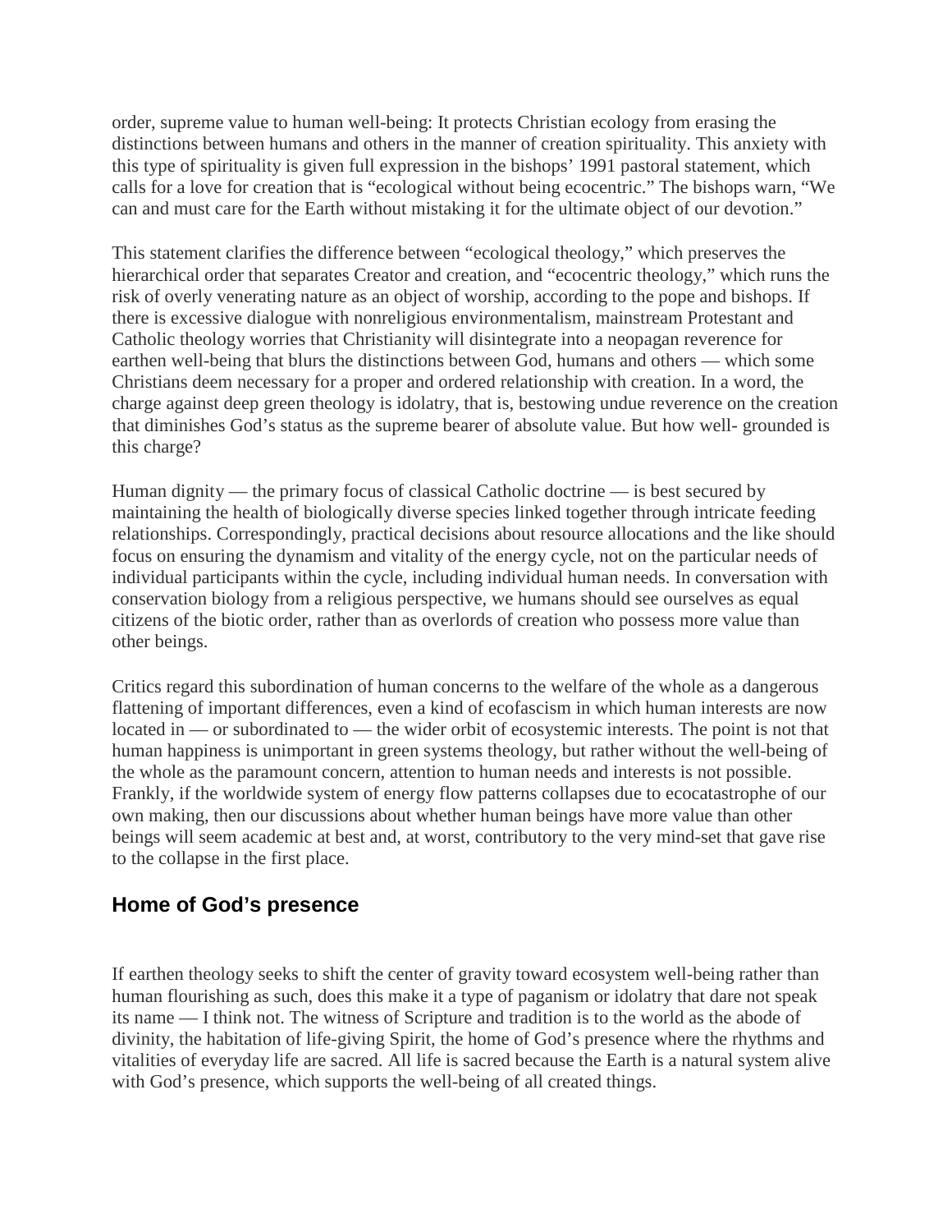order, supreme value to human well-being: It protects Christian ecology from erasing the distinctions between humans and others in the manner of creation spirituality. This anxiety with this type of spirituality is given full expression in the bishops' 1991 pastoral statement, which calls for a love for creation that is "ecological without being ecocentric." The bishops warn, "We can and must care for the Earth without mistaking it for the ultimate object of our devotion."

This statement clarifies the difference between "ecological theology," which preserves the hierarchical order that separates Creator and creation, and "ecocentric theology," which runs the risk of overly venerating nature as an object of worship, according to the pope and bishops. If there is excessive dialogue with nonreligious environmentalism, mainstream Protestant and Catholic theology worries that Christianity will disintegrate into a neopagan reverence for earthen well-being that blurs the distinctions between God, humans and others — which some Christians deem necessary for a proper and ordered relationship with creation. In a word, the charge against deep green theology is idolatry, that is, bestowing undue reverence on the creation that diminishes God's status as the supreme bearer of absolute value. But how well- grounded is this charge?

Human dignity — the primary focus of classical Catholic doctrine — is best secured by maintaining the health of biologically diverse species linked together through intricate feeding relationships. Correspondingly, practical decisions about resource allocations and the like should focus on ensuring the dynamism and vitality of the energy cycle, not on the particular needs of individual participants within the cycle, including individual human needs. In conversation with conservation biology from a religious perspective, we humans should see ourselves as equal citizens of the biotic order, rather than as overlords of creation who possess more value than other beings.

Critics regard this subordination of human concerns to the welfare of the whole as a dangerous flattening of important differences, even a kind of ecofascism in which human interests are now located in — or subordinated to — the wider orbit of ecosystemic interests. The point is not that human happiness is unimportant in green systems theology, but rather without the well-being of the whole as the paramount concern, attention to human needs and interests is not possible. Frankly, if the worldwide system of energy flow patterns collapses due to ecocatastrophe of our own making, then our discussions about whether human beings have more value than other beings will seem academic at best and, at worst, contributory to the very mind-set that gave rise to the collapse in the first place.

## Home of God's presence

If earthen theology seeks to shift the center of gravity toward ecosystem well-being rather than human flourishing as such, does this make it a type of paganism or idolatry that dare not speak its name — I think not. The witness of Scripture and tradition is to the world as the abode of divinity, the habitation of life-giving Spirit, the home of God's presence where the rhythms and vitalities of everyday life are sacred. All life is sacred because the Earth is a natural system alive with God's presence, which supports the well-being of all created things.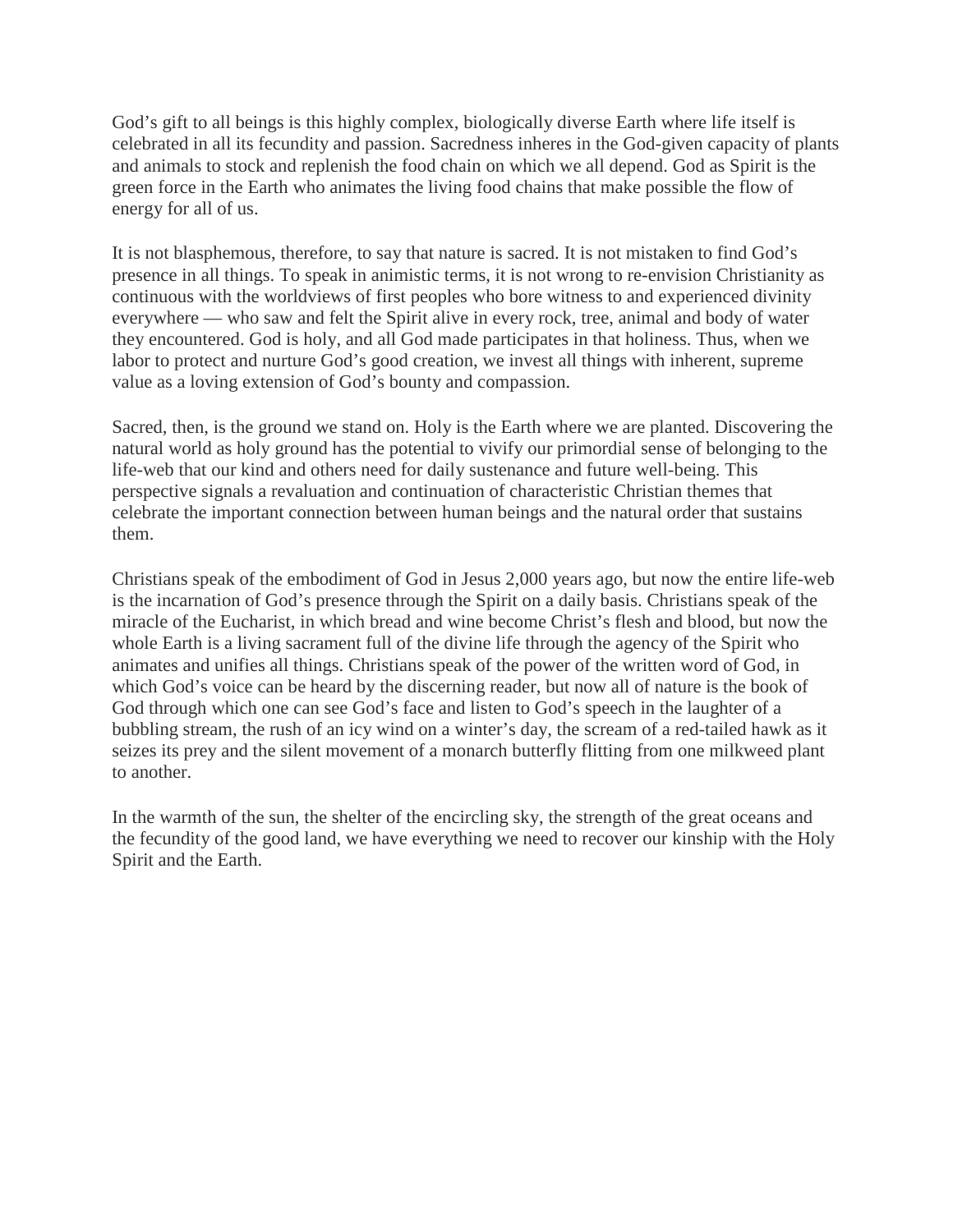God's gift to all beings is this highly complex, biologically diverse Earth where life itself is celebrated in all its fecundity and passion. Sacredness inheres in the God-given capacity of plants and animals to stock and replenish the food chain on which we all depend. God as Spirit is the green force in the Earth who animates the living food chains that make possible the flow of energy for all of us.

It is not blasphemous, therefore, to say that nature is sacred. It is not mistaken to find God's presence in all things. To speak in animistic terms, it is not wrong to re-envision Christianity as continuous with the worldviews of first peoples who bore witness to and experienced divinity everywhere — who saw and felt the Spirit alive in every rock, tree, animal and body of water they encountered. God is holy, and all God made participates in that holiness. Thus, when we labor to protect and nurture God's good creation, we invest all things with inherent, supreme value as a loving extension of God's bounty and compassion.

Sacred, then, is the ground we stand on. Holy is the Earth where we are planted. Discovering the natural world as holy ground has the potential to vivify our primordial sense of belonging to the life-web that our kind and others need for daily sustenance and future well-being. This perspective signals a revaluation and continuation of characteristic Christian themes that celebrate the important connection between human beings and the natural order that sustains them.

Christians speak of the embodiment of God in Jesus 2,000 years ago, but now the entire life-web is the incarnation of God's presence through the Spirit on a daily basis. Christians speak of the miracle of the Eucharist, in which bread and wine become Christ's flesh and blood, but now the whole Earth is a living sacrament full of the divine life through the agency of the Spirit who animates and unifies all things. Christians speak of the power of the written word of God, in which God's voice can be heard by the discerning reader, but now all of nature is the book of God through which one can see God's face and listen to God's speech in the laughter of a bubbling stream, the rush of an icy wind on a winter's day, the scream of a red-tailed hawk as it seizes its prey and the silent movement of a monarch butterfly flitting from one milkweed plant to another.

In the warmth of the sun, the shelter of the encircling sky, the strength of the great oceans and the fecundity of the good land, we have everything we need to recover our kinship with the Holy Spirit and the Earth.